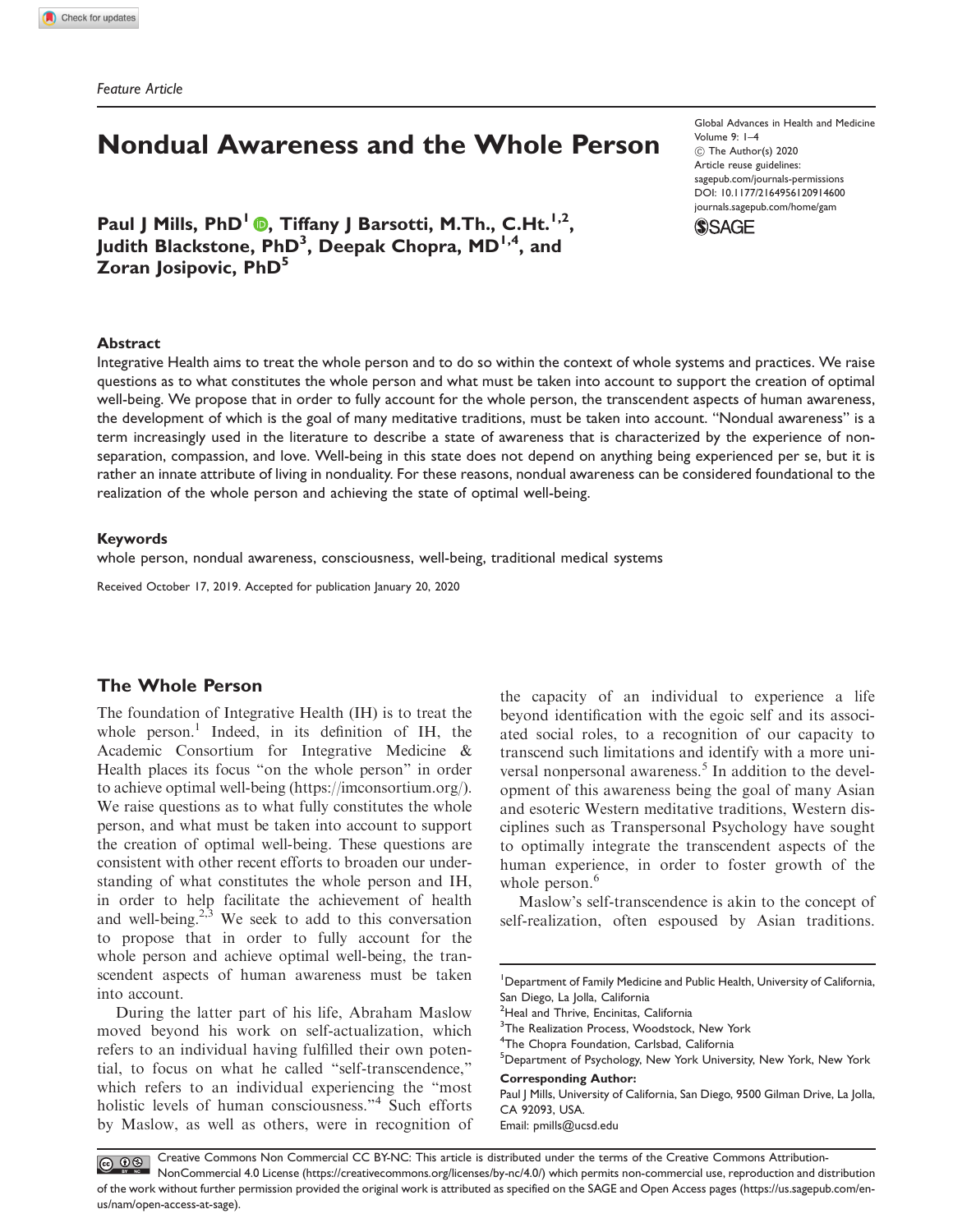*Feature Article*

# Nondual Awareness and the Whole Person

Global Advances in Health and Medicine
Volume 9: 1–4
© The Author(s) 2020
Article reuse guidelines:
sagepub.com/journals-permissions
DOI: 10.1177/2164956120914600
journals.sagepub.com/home/gam

**Paul J Mills, PhD[1], Tiffany J Barsotti, M.Th., C.Ht.[1,2], Judith Blackstone, PhD[3], Deepak Chopra, MD[1,4], and Zoran Josipovic, PhD[5]**

## Abstract

Integrative Health aims to treat the whole person and to do so within the context of whole systems and practices. We raise questions as to what constitutes the whole person and what must be taken into account to support the creation of optimal well-being. We propose that in order to fully account for the whole person, the transcendent aspects of human awareness, the development of which is the goal of many meditative traditions, must be taken into account. "Nondual awareness" is a term increasingly used in the literature to describe a state of awareness that is characterized by the experience of non-separation, compassion, and love. Well-being in this state does not depend on anything being experienced per se, but it is rather an innate attribute of living in nonduality. For these reasons, nondual awareness can be considered foundational to the realization of the whole person and achieving the state of optimal well-being.

## Keywords

whole person, nondual awareness, consciousness, well-being, traditional medical systems

Received October 17, 2019. Accepted for publication January 20, 2020

## The Whole Person

The foundation of Integrative Health (IH) is to treat the whole person.[1] Indeed, in its definition of IH, the Academic Consortium for Integrative Medicine & Health places its focus "on the whole person" in order to achieve optimal well-being (https://imconsortium.org/). We raise questions as to what fully constitutes the whole person, and what must be taken into account to support the creation of optimal well-being. These questions are consistent with other recent efforts to broaden our understanding of what constitutes the whole person and IH, in order to help facilitate the achievement of health and well-being.[2,3] We seek to add to this conversation to propose that in order to fully account for the whole person and achieve optimal well-being, the transcendent aspects of human awareness must be taken into account.

During the latter part of his life, Abraham Maslow moved beyond his work on self-actualization, which refers to an individual having fulfilled their own potential, to focus on what he called "self-transcendence," which refers to an individual experiencing the "most holistic levels of human consciousness."[4] Such efforts by Maslow, as well as others, were in recognition of the capacity of an individual to experience a life beyond identification with the egoic self and its associated social roles, to a recognition of our capacity to transcend such limitations and identify with a more universal nonpersonal awareness.[5] In addition to the development of this awareness being the goal of many Asian and esoteric Western meditative traditions, Western disciplines such as Transpersonal Psychology have sought to optimally integrate the transcendent aspects of the human experience, in order to foster growth of the whole person.[6]

Maslow's self-transcendence is akin to the concept of self-realization, often espoused by Asian traditions.

[1]Department of Family Medicine and Public Health, University of California, San Diego, La Jolla, California
[2]Heal and Thrive, Encinitas, California
[3]The Realization Process, Woodstock, New York
[4]The Chopra Foundation, Carlsbad, California
[5]Department of Psychology, New York University, New York, New York

**Corresponding Author:**
Paul J Mills, University of California, San Diego, 9500 Gilman Drive, La Jolla, CA 92093, USA.
Email: pmills@ucsd.edu

Creative Commons Non Commercial CC BY-NC: This article is distributed under the terms of the Creative Commons Attribution-NonCommercial 4.0 License (https://creativecommons.org/licenses/by-nc/4.0/) which permits non-commercial use, reproduction and distribution of the work without further permission provided the original work is attributed as specified on the SAGE and Open Access pages (https://us.sagepub.com/en-us/nam/open-access-at-sage).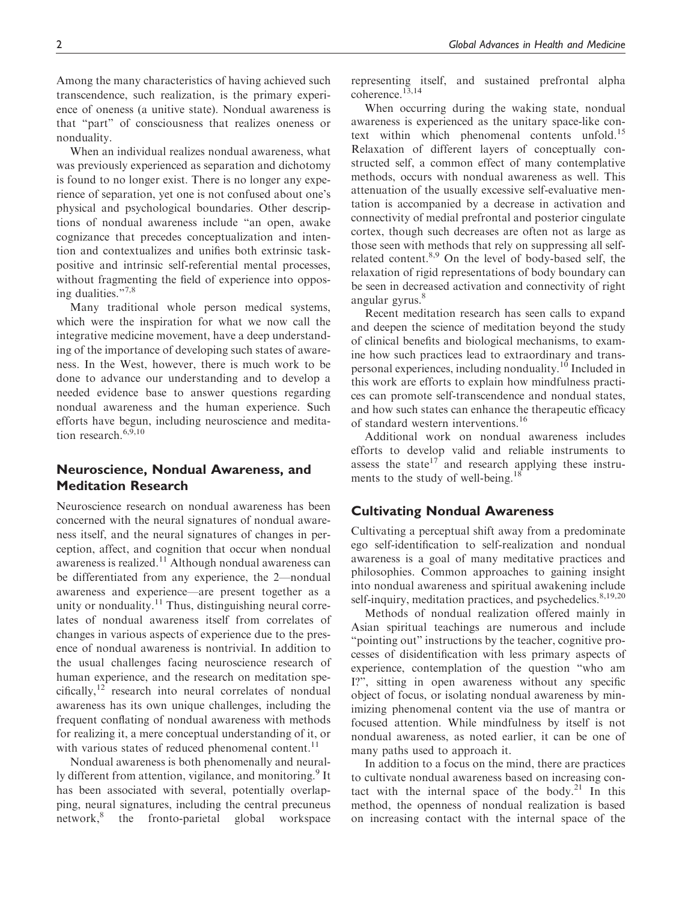Among the many characteristics of having achieved such transcendence, such realization, is the primary experience of oneness (a unitive state). Nondual awareness is that "part" of consciousness that realizes oneness or nonduality.

When an individual realizes nondual awareness, what was previously experienced as separation and dichotomy is found to no longer exist. There is no longer any experience of separation, yet one is not confused about one's physical and psychological boundaries. Other descriptions of nondual awareness include "an open, awake cognizance that precedes conceptualization and intention and contextualizes and unifies both extrinsic task-positive and intrinsic self-referential mental processes, without fragmenting the field of experience into opposing dualities."[7,8]

Many traditional whole person medical systems, which were the inspiration for what we now call the integrative medicine movement, have a deep understanding of the importance of developing such states of awareness. In the West, however, there is much work to be done to advance our understanding and to develop a needed evidence base to answer questions regarding nondual awareness and the human experience. Such efforts have begun, including neuroscience and meditation research.[6,9,10]

## Neuroscience, Nondual Awareness, and Meditation Research

Neuroscience research on nondual awareness has been concerned with the neural signatures of nondual awareness itself, and the neural signatures of changes in perception, affect, and cognition that occur when nondual awareness is realized.[11] Although nondual awareness can be differentiated from any experience, the 2—nondual awareness and experience—are present together as a unity or nonduality.[11] Thus, distinguishing neural correlates of nondual awareness itself from correlates of changes in various aspects of experience due to the presence of nondual awareness is nontrivial. In addition to the usual challenges facing neuroscience research of human experience, and the research on meditation specifically,[12] research into neural correlates of nondual awareness has its own unique challenges, including the frequent conflating of nondual awareness with methods for realizing it, a mere conceptual understanding of it, or with various states of reduced phenomenal content.[11]

Nondual awareness is both phenomenally and neurally different from attention, vigilance, and monitoring.[9] It has been associated with several, potentially overlapping, neural signatures, including the central precuneus network,[8] the fronto-parietal global workspace representing itself, and sustained prefrontal alpha coherence.[13,14]

When occurring during the waking state, nondual awareness is experienced as the unitary space-like context within which phenomenal contents unfold.[15] Relaxation of different layers of conceptually constructed self, a common effect of many contemplative methods, occurs with nondual awareness as well. This attenuation of the usually excessive self-evaluative mentation is accompanied by a decrease in activation and connectivity of medial prefrontal and posterior cingulate cortex, though such decreases are often not as large as those seen with methods that rely on suppressing all self-related content.[8,9] On the level of body-based self, the relaxation of rigid representations of body boundary can be seen in decreased activation and connectivity of right angular gyrus.[8]

Recent meditation research has seen calls to expand and deepen the science of meditation beyond the study of clinical benefits and biological mechanisms, to examine how such practices lead to extraordinary and transpersonal experiences, including nonduality.[10] Included in this work are efforts to explain how mindfulness practices can promote self-transcendence and nondual states, and how such states can enhance the therapeutic efficacy of standard western interventions.[16]

Additional work on nondual awareness includes efforts to develop valid and reliable instruments to assess the state[17] and research applying these instruments to the study of well-being.[18]

## Cultivating Nondual Awareness

Cultivating a perceptual shift away from a predominate ego self-identification to self-realization and nondual awareness is a goal of many meditative practices and philosophies. Common approaches to gaining insight into nondual awareness and spiritual awakening include self-inquiry, meditation practices, and psychedelics.[8,19,20]

Methods of nondual realization offered mainly in Asian spiritual teachings are numerous and include "pointing out" instructions by the teacher, cognitive processes of disidentification with less primary aspects of experience, contemplation of the question "who am I?", sitting in open awareness without any specific object of focus, or isolating nondual awareness by minimizing phenomenal content via the use of mantra or focused attention. While mindfulness by itself is not nondual awareness, as noted earlier, it can be one of many paths used to approach it.

In addition to a focus on the mind, there are practices to cultivate nondual awareness based on increasing contact with the internal space of the body.[21] In this method, the openness of nondual realization is based on increasing contact with the internal space of the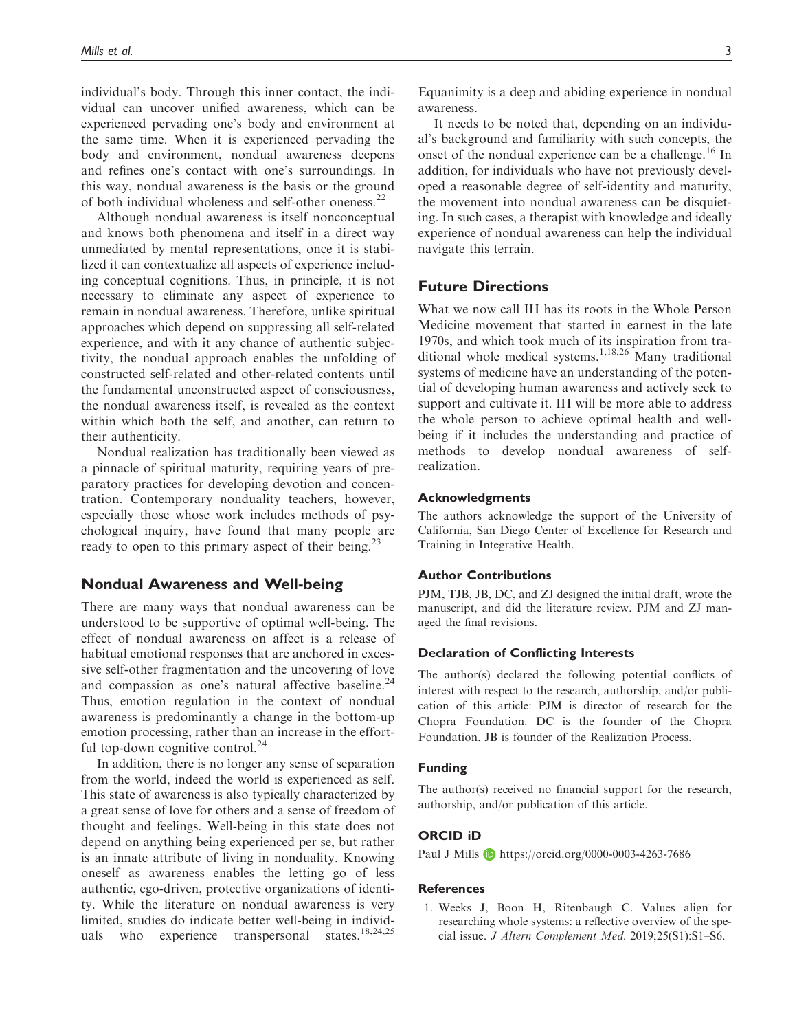individual's body. Through this inner contact, the individual can uncover unified awareness, which can be experienced pervading one's body and environment at the same time. When it is experienced pervading the body and environment, nondual awareness deepens and refines one's contact with one's surroundings. In this way, nondual awareness is the basis or the ground of both individual wholeness and self-other oneness.[22]

Although nondual awareness is itself nonconceptual and knows both phenomena and itself in a direct way unmediated by mental representations, once it is stabilized it can contextualize all aspects of experience including conceptual cognitions. Thus, in principle, it is not necessary to eliminate any aspect of experience to remain in nondual awareness. Therefore, unlike spiritual approaches which depend on suppressing all self-related experience, and with it any chance of authentic subjectivity, the nondual approach enables the unfolding of constructed self-related and other-related contents until the fundamental unconstructed aspect of consciousness, the nondual awareness itself, is revealed as the context within which both the self, and another, can return to their authenticity.

Nondual realization has traditionally been viewed as a pinnacle of spiritual maturity, requiring years of preparatory practices for developing devotion and concentration. Contemporary nonduality teachers, however, especially those whose work includes methods of psychological inquiry, have found that many people are ready to open to this primary aspect of their being.[23]

## Nondual Awareness and Well-being

There are many ways that nondual awareness can be understood to be supportive of optimal well-being. The effect of nondual awareness on affect is a release of habitual emotional responses that are anchored in excessive self-other fragmentation and the uncovering of love and compassion as one's natural affective baseline.[24] Thus, emotion regulation in the context of nondual awareness is predominantly a change in the bottom-up emotion processing, rather than an increase in the effortful top-down cognitive control.[24]

In addition, there is no longer any sense of separation from the world, indeed the world is experienced as self. This state of awareness is also typically characterized by a great sense of love for others and a sense of freedom of thought and feelings. Well-being in this state does not depend on anything being experienced per se, but rather is an innate attribute of living in nonduality. Knowing oneself as awareness enables the letting go of less authentic, ego-driven, protective organizations of identity. While the literature on nondual awareness is very limited, studies do indicate better well-being in individuals who experience transpersonal states.[18,24,25] Equanimity is a deep and abiding experience in nondual awareness.

It needs to be noted that, depending on an individual's background and familiarity with such concepts, the onset of the nondual experience can be a challenge.[16] In addition, for individuals who have not previously developed a reasonable degree of self-identity and maturity, the movement into nondual awareness can be disquieting. In such cases, a therapist with knowledge and ideally experience of nondual awareness can help the individual navigate this terrain.

## Future Directions

What we now call IH has its roots in the Whole Person Medicine movement that started in earnest in the late 1970s, and which took much of its inspiration from traditional whole medical systems.[1,18,26] Many traditional systems of medicine have an understanding of the potential of developing human awareness and actively seek to support and cultivate it. IH will be more able to address the whole person to achieve optimal health and well-being if it includes the understanding and practice of methods to develop nondual awareness of self-realization.

### Acknowledgments

The authors acknowledge the support of the University of California, San Diego Center of Excellence for Research and Training in Integrative Health.

### Author Contributions

PJM, TJB, JB, DC, and ZJ designed the initial draft, wrote the manuscript, and did the literature review. PJM and ZJ managed the final revisions.

### Declaration of Conflicting Interests

The author(s) declared the following potential conflicts of interest with respect to the research, authorship, and/or publication of this article: PJM is director of research for the Chopra Foundation. DC is the founder of the Chopra Foundation. JB is founder of the Realization Process.

### Funding

The author(s) received no financial support for the research, authorship, and/or publication of this article.

### ORCID iD

Paul J Mills https://orcid.org/0000-0003-4263-7686

### References

1. Weeks J, Boon H, Ritenbaugh C. Values align for researching whole systems: a reflective overview of the special issue. *J Altern Complement Med*. 2019;25(S1):S1–S6.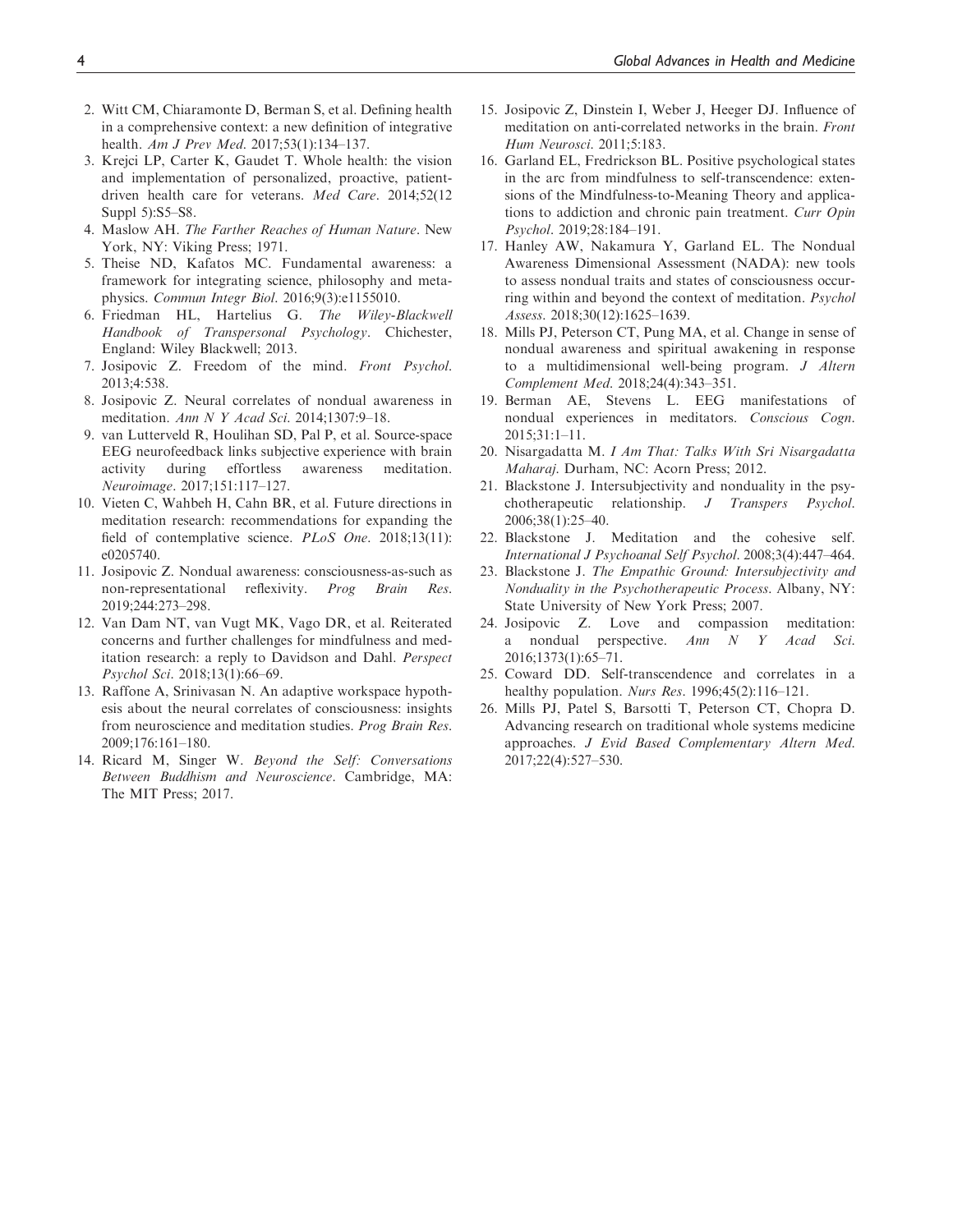2. Witt CM, Chiaramonte D, Berman S, et al. Defining health in a comprehensive context: a new definition of integrative health. *Am J Prev Med*. 2017;53(1):134–137.
3. Krejci LP, Carter K, Gaudet T. Whole health: the vision and implementation of personalized, proactive, patient-driven health care for veterans. *Med Care*. 2014;52(12 Suppl 5):S5–S8.
4. Maslow AH. *The Farther Reaches of Human Nature*. New York, NY: Viking Press; 1971.
5. Theise ND, Kafatos MC. Fundamental awareness: a framework for integrating science, philosophy and metaphysics. *Commun Integr Biol*. 2016;9(3):e1155010.
6. Friedman HL, Hartelius G. *The Wiley-Blackwell Handbook of Transpersonal Psychology*. Chichester, England: Wiley Blackwell; 2013.
7. Josipovic Z. Freedom of the mind. *Front Psychol*. 2013;4:538.
8. Josipovic Z. Neural correlates of nondual awareness in meditation. *Ann N Y Acad Sci*. 2014;1307:9–18.
9. van Lutterveld R, Houlihan SD, Pal P, et al. Source-space EEG neurofeedback links subjective experience with brain activity during effortless awareness meditation. *Neuroimage*. 2017;151:117–127.
10. Vieten C, Wahbeh H, Cahn BR, et al. Future directions in meditation research: recommendations for expanding the field of contemplative science. *PLoS One*. 2018;13(11): e0205740.
11. Josipovic Z. Nondual awareness: consciousness-as-such as non-representational reflexivity. *Prog Brain Res*. 2019;244:273–298.
12. Van Dam NT, van Vugt MK, Vago DR, et al. Reiterated concerns and further challenges for mindfulness and meditation research: a reply to Davidson and Dahl. *Perspect Psychol Sci*. 2018;13(1):66–69.
13. Raffone A, Srinivasan N. An adaptive workspace hypothesis about the neural correlates of consciousness: insights from neuroscience and meditation studies. *Prog Brain Res*. 2009;176:161–180.
14. Ricard M, Singer W. *Beyond the Self: Conversations Between Buddhism and Neuroscience*. Cambridge, MA: The MIT Press; 2017.
15. Josipovic Z, Dinstein I, Weber J, Heeger DJ. Influence of meditation on anti-correlated networks in the brain. *Front Hum Neurosci*. 2011;5:183.
16. Garland EL, Fredrickson BL. Positive psychological states in the arc from mindfulness to self-transcendence: extensions of the Mindfulness-to-Meaning Theory and applications to addiction and chronic pain treatment. *Curr Opin Psychol*. 2019;28:184–191.
17. Hanley AW, Nakamura Y, Garland EL. The Nondual Awareness Dimensional Assessment (NADA): new tools to assess nondual traits and states of consciousness occurring within and beyond the context of meditation. *Psychol Assess*. 2018;30(12):1625–1639.
18. Mills PJ, Peterson CT, Pung MA, et al. Change in sense of nondual awareness and spiritual awakening in response to a multidimensional well-being program. *J Altern Complement Med*. 2018;24(4):343–351.
19. Berman AE, Stevens L. EEG manifestations of nondual experiences in meditators. *Conscious Cogn*. 2015;31:1–11.
20. Nisargadatta M. *I Am That: Talks With Sri Nisargadatta Maharaj*. Durham, NC: Acorn Press; 2012.
21. Blackstone J. Intersubjectivity and nonduality in the psychotherapeutic relationship. *J Transpers Psychol*. 2006;38(1):25–40.
22. Blackstone J. Meditation and the cohesive self. *International J Psychoanal Self Psychol*. 2008;3(4):447–464.
23. Blackstone J. *The Empathic Ground: Intersubjectivity and Nonduality in the Psychotherapeutic Process*. Albany, NY: State University of New York Press; 2007.
24. Josipovic Z. Love and compassion meditation: a nondual perspective. *Ann N Y Acad Sci*. 2016;1373(1):65–71.
25. Coward DD. Self-transcendence and correlates in a healthy population. *Nurs Res*. 1996;45(2):116–121.
26. Mills PJ, Patel S, Barsotti T, Peterson CT, Chopra D. Advancing research on traditional whole systems medicine approaches. *J Evid Based Complementary Altern Med*. 2017;22(4):527–530.